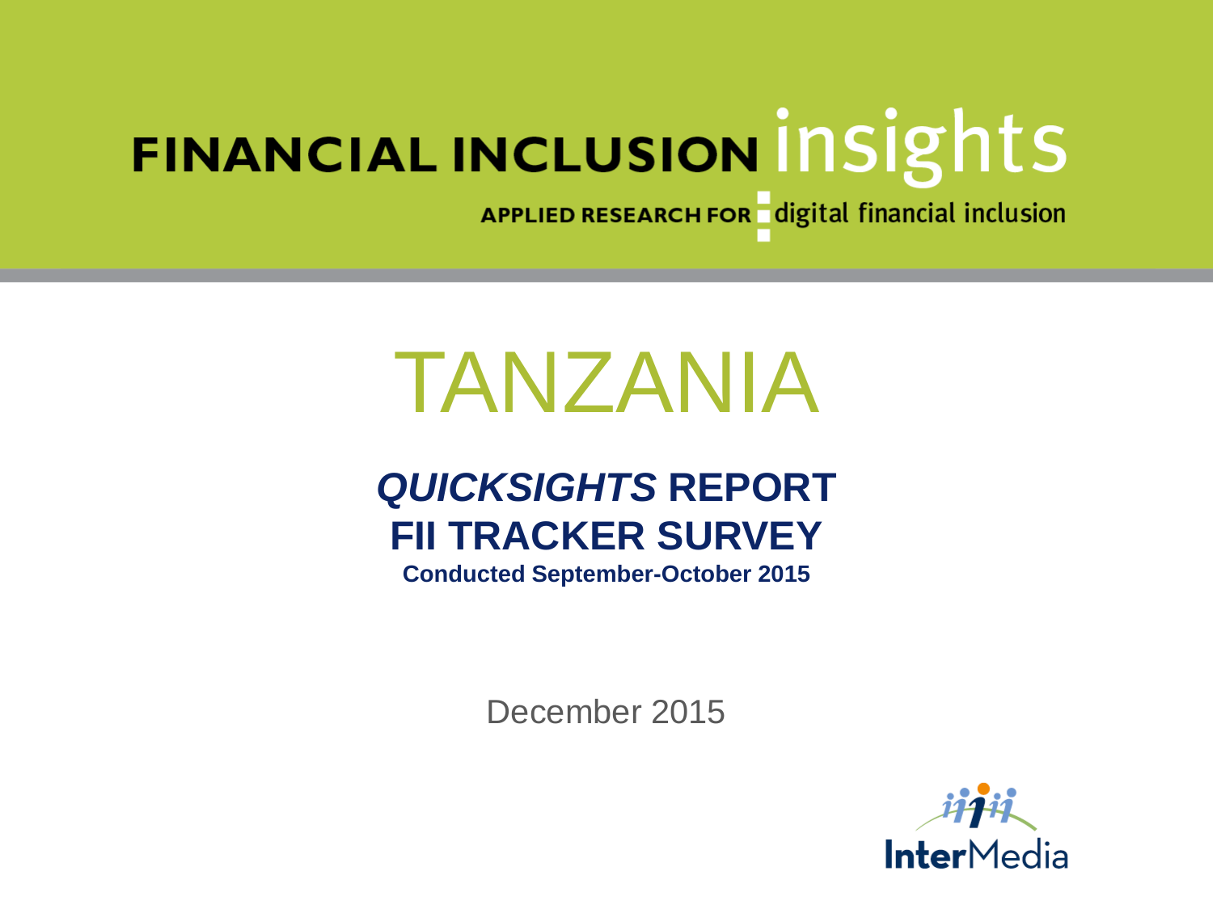FINANCIAL INCLUSION insights

APPLIED RESEARCH FOR digital financial inclusion

# TANZANIA

## *QUICKSIGHTS* REPORT
## FII TRACKER SURVEY

**Conducted September-October 2015**

December 2015

InterMedia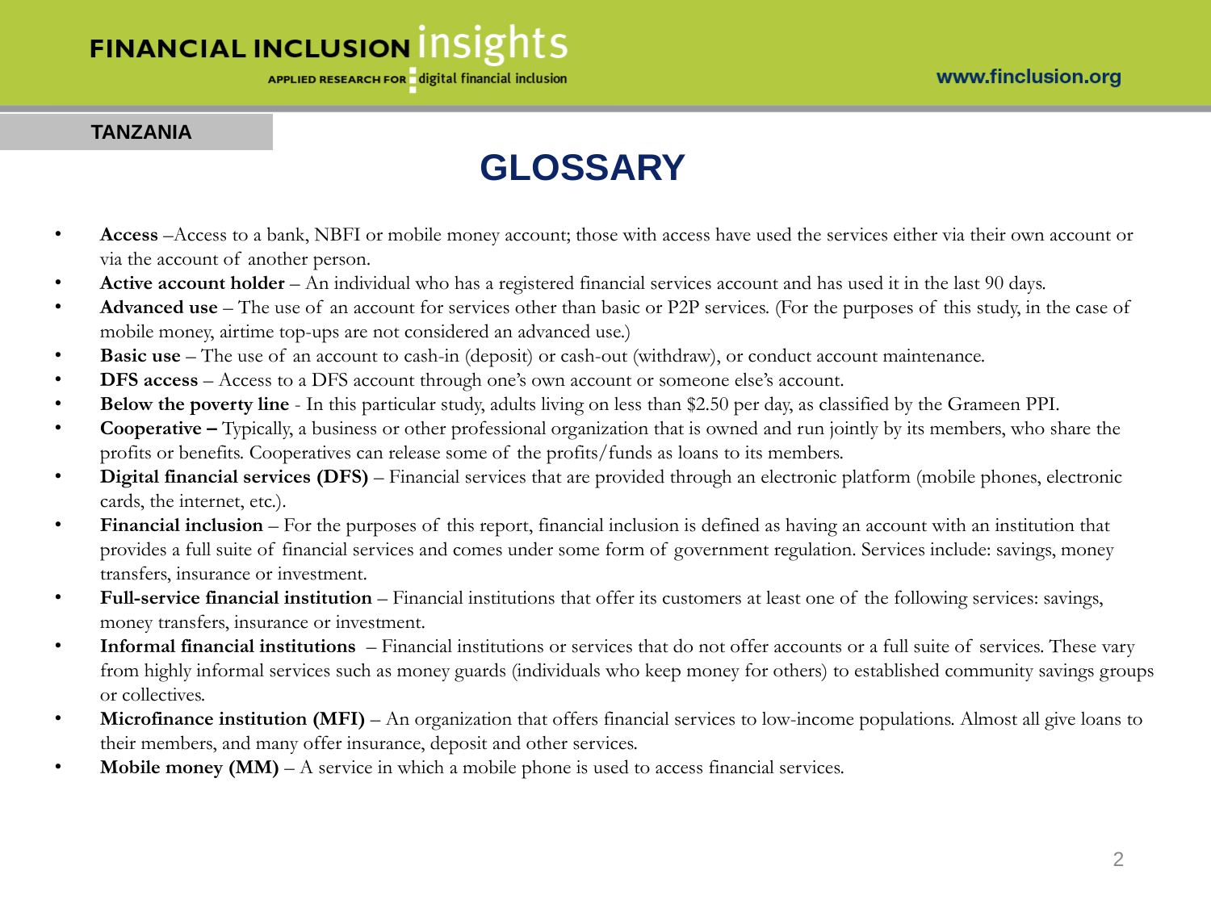TANZANIA

# GLOSSARY

- **Access** –Access to a bank, NBFI or mobile money account; those with access have used the services either via their own account or via the account of another person.
- **Active account holder** – An individual who has a registered financial services account and has used it in the last 90 days.
- **Advanced use** – The use of an account for services other than basic or P2P services. (For the purposes of this study, in the case of mobile money, airtime top-ups are not considered an advanced use.)
- **Basic use** – The use of an account to cash-in (deposit) or cash-out (withdraw), or conduct account maintenance.
- **DFS access** – Access to a DFS account through one's own account or someone else's account.
- **Below the poverty line** - In this particular study, adults living on less than $2.50 per day, as classified by the Grameen PPI.
- **Cooperative –** Typically, a business or other professional organization that is owned and run jointly by its members, who share the profits or benefits. Cooperatives can release some of the profits/funds as loans to its members.
- **Digital financial services (DFS)** – Financial services that are provided through an electronic platform (mobile phones, electronic cards, the internet, etc.).
- **Financial inclusion** – For the purposes of this report, financial inclusion is defined as having an account with an institution that provides a full suite of financial services and comes under some form of government regulation. Services include: savings, money transfers, insurance or investment.
- **Full-service financial institution** – Financial institutions that offer its customers at least one of the following services: savings, money transfers, insurance or investment.
- **Informal financial institutions** – Financial institutions or services that do not offer accounts or a full suite of services. These vary from highly informal services such as money guards (individuals who keep money for others) to established community savings groups or collectives.
- **Microfinance institution (MFI)** – An organization that offers financial services to low-income populations. Almost all give loans to their members, and many offer insurance, deposit and other services.
- **Mobile money (MM)** – A service in which a mobile phone is used to access financial services.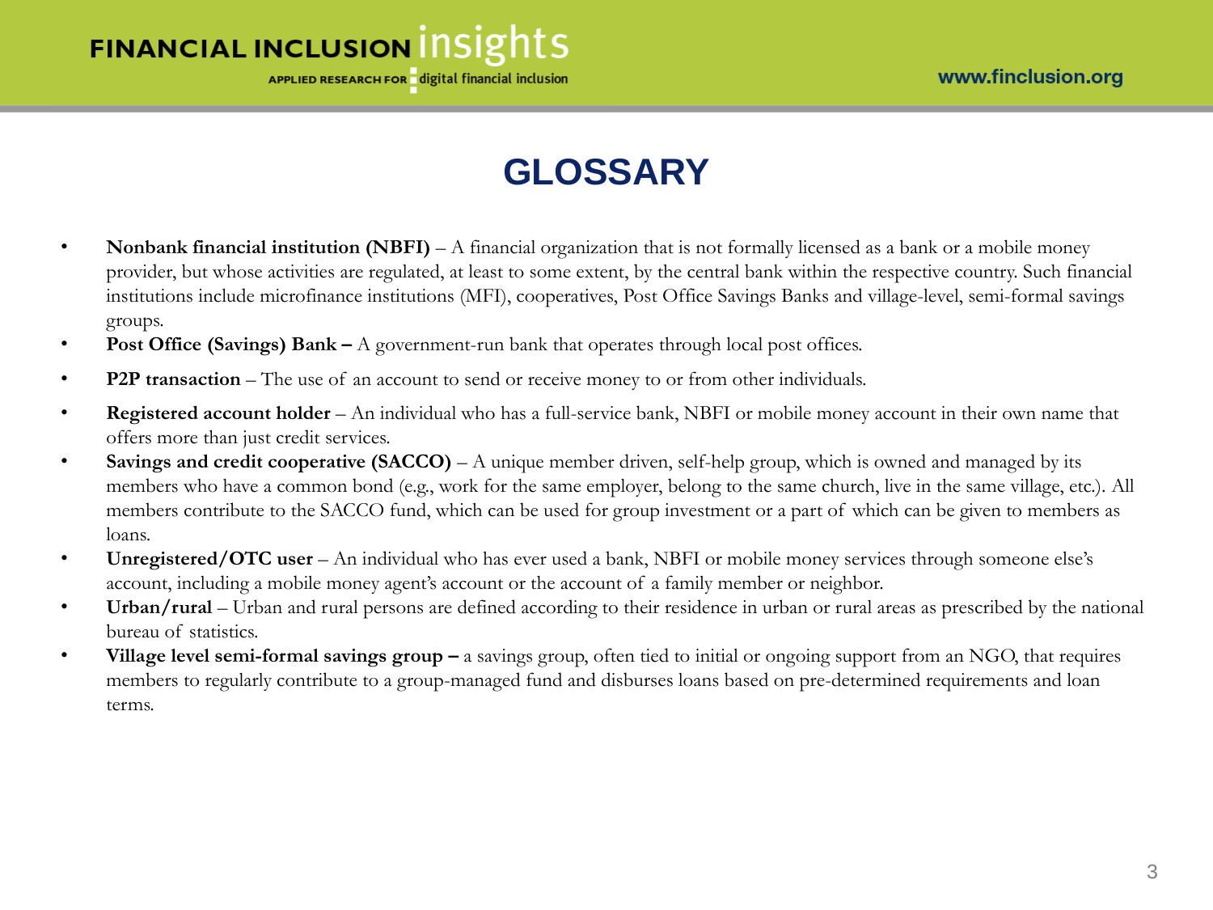# GLOSSARY

- **Nonbank financial institution (NBFI)** – A financial organization that is not formally licensed as a bank or a mobile money provider, but whose activities are regulated, at least to some extent, by the central bank within the respective country. Such financial institutions include microfinance institutions (MFI), cooperatives, Post Office Savings Banks and village-level, semi-formal savings groups.
- **Post Office (Savings) Bank –** A government-run bank that operates through local post offices.
- **P2P transaction** – The use of an account to send or receive money to or from other individuals.
- **Registered account holder** – An individual who has a full-service bank, NBFI or mobile money account in their own name that offers more than just credit services.
- **Savings and credit cooperative (SACCO)** – A unique member driven, self-help group, which is owned and managed by its members who have a common bond (e.g., work for the same employer, belong to the same church, live in the same village, etc.). All members contribute to the SACCO fund, which can be used for group investment or a part of which can be given to members as loans.
- **Unregistered/OTC user** – An individual who has ever used a bank, NBFI or mobile money services through someone else's account, including a mobile money agent's account or the account of a family member or neighbor.
- **Urban/rural** – Urban and rural persons are defined according to their residence in urban or rural areas as prescribed by the national bureau of statistics.
- **Village level semi-formal savings group –** a savings group, often tied to initial or ongoing support from an NGO, that requires members to regularly contribute to a group-managed fund and disburses loans based on pre-determined requirements and loan terms.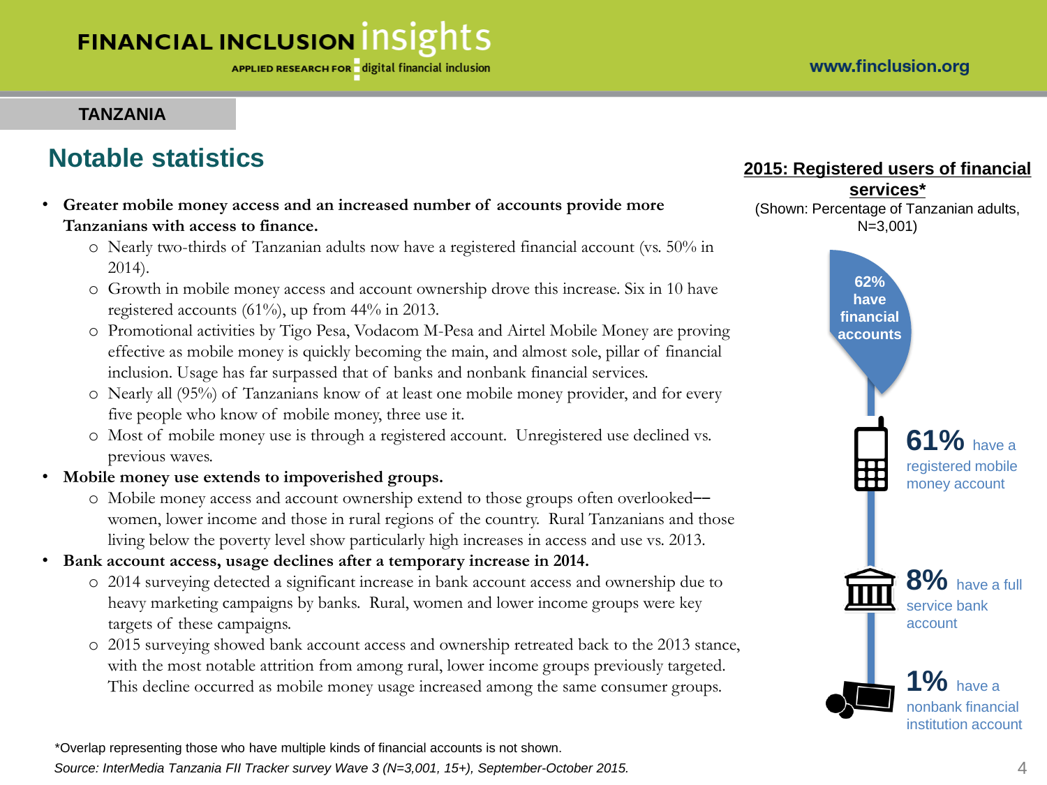**TANZANIA**

# Notable statistics

- **Greater mobile money access and an increased number of accounts provide more Tanzanians with access to finance.**
  - Nearly two-thirds of Tanzanian adults now have a registered financial account (vs. 50% in 2014).
  - Growth in mobile money access and account ownership drove this increase. Six in 10 have registered accounts (61%), up from 44% in 2013.
  - Promotional activities by Tigo Pesa, Vodacom M-Pesa and Airtel Mobile Money are proving effective as mobile money is quickly becoming the main, and almost sole, pillar of financial inclusion. Usage has far surpassed that of banks and nonbank financial services.
  - Nearly all (95%) of Tanzanians know of at least one mobile money provider, and for every five people who know of mobile money, three use it.
  - Most of mobile money use is through a registered account. Unregistered use declined vs. previous waves.
- **Mobile money use extends to impoverished groups.**
  - Mobile money access and account ownership extend to those groups often overlooked–– women, lower income and those in rural regions of the country. Rural Tanzanians and those living below the poverty level show particularly high increases in access and use vs. 2013.
- **Bank account access, usage declines after a temporary increase in 2014.**
  - 2014 surveying detected a significant increase in bank account access and ownership due to heavy marketing campaigns by banks. Rural, women and lower income groups were key targets of these campaigns.
  - 2015 surveying showed bank account access and ownership retreated back to the 2013 stance, with the most notable attrition from among rural, lower income groups previously targeted. This decline occurred as mobile money usage increased among the same consumer groups.

**2015: Registered users of financial services***

(Shown: Percentage of Tanzanian adults, N=3,001)

- **62%** have financial accounts
- **61%** have a registered mobile money account
- **8%** have a full service bank account
- **1%** have a nonbank financial institution account

*Overlap representing those who have multiple kinds of financial accounts is not shown.

*Source: InterMedia Tanzania FII Tracker survey Wave 3 (N=3,001, 15+), September-October 2015.*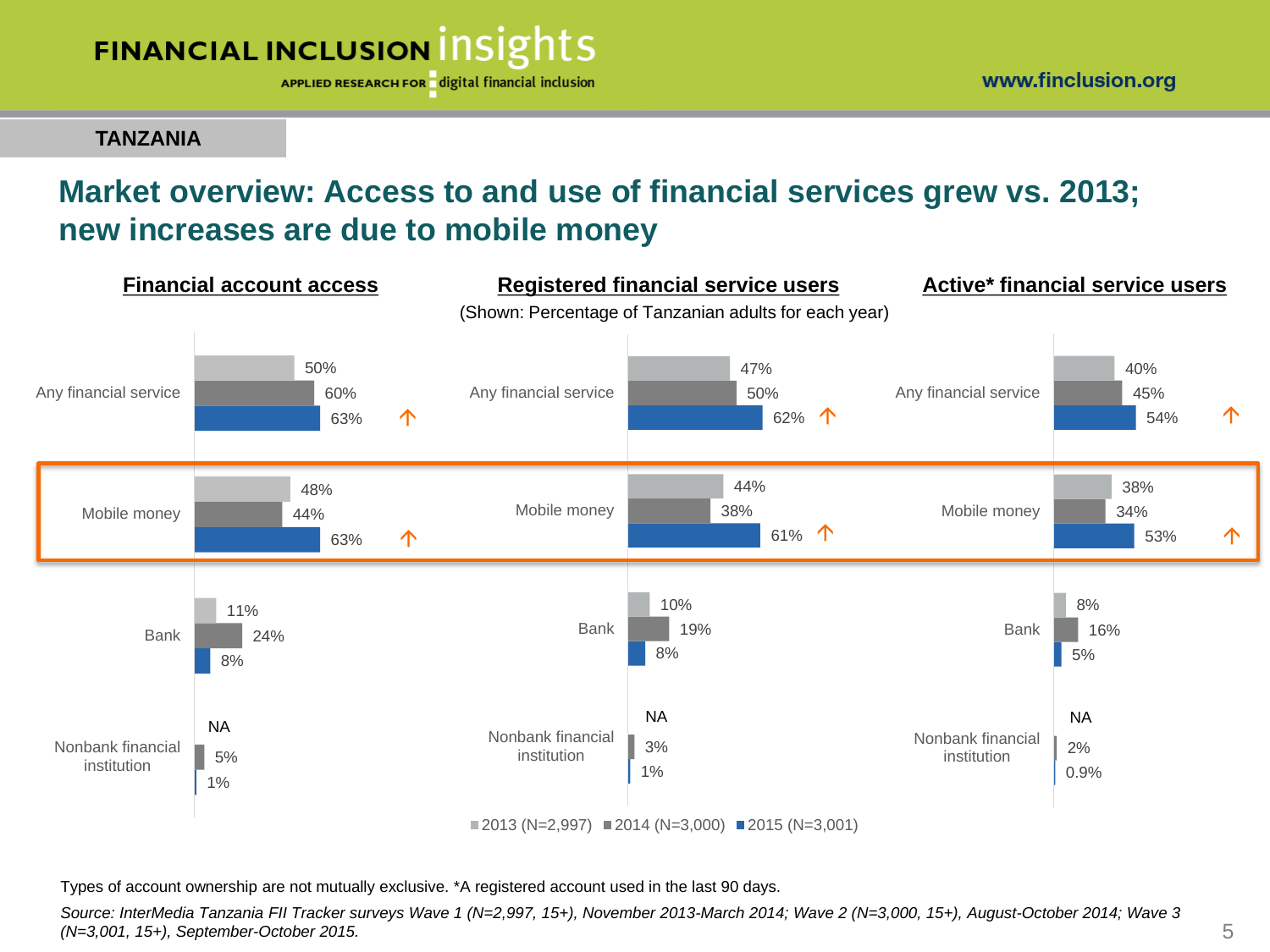**TANZANIA**

# Market overview: Access to and use of financial services grew vs. 2013; new increases are due to mobile money

(Shown: Percentage of Tanzanian adults for each year)

**Financial account access**

| | 2013 (N=2,997) | 2014 (N=3,000) | 2015 (N=3,001) |
|---|---|---|---|
| Any financial service | 50% | 60% | 63% ↑ |
| Mobile money | 48% | 44% | 63% ↑ |
| Bank | 11% | 24% | 8% |
| Nonbank financial institution | NA | 5% | 1% |

**Registered financial service users**

| | 2013 (N=2,997) | 2014 (N=3,000) | 2015 (N=3,001) |
|---|---|---|---|
| Any financial service | 47% | 50% | 62% ↑ |
| Mobile money | 44% | 38% | 61% ↑ |
| Bank | 10% | 19% | 8% |
| Nonbank financial institution | NA | 3% | 1% |

**Active* financial service users**

| | 2013 (N=2,997) | 2014 (N=3,000) | 2015 (N=3,001) |
|---|---|---|---|
| Any financial service | 40% | 45% | 54% ↑ |
| Mobile money | 38% | 34% | 53% ↑ |
| Bank | 8% | 16% | 5% |
| Nonbank financial institution | NA | 2% | 0.9% |

Types of account ownership are not mutually exclusive. *A registered account used in the last 90 days.

*Source: InterMedia Tanzania FII Tracker surveys Wave 1 (N=2,997, 15+), November 2013-March 2014; Wave 2 (N=3,000, 15+), August-October 2014; Wave 3 (N=3,001, 15+), September-October 2015.*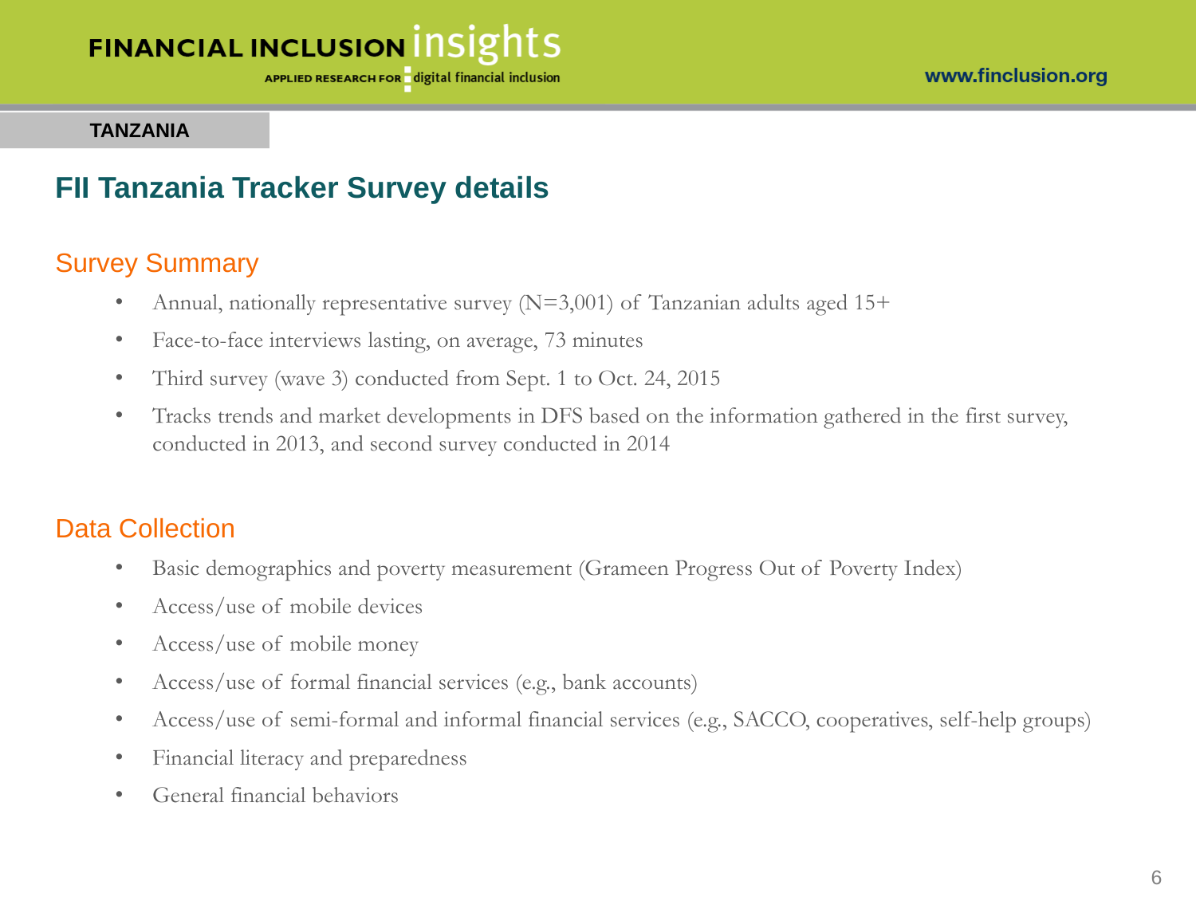TANZANIA

# FII Tanzania Tracker Survey details

## Survey Summary

- Annual, nationally representative survey (N=3,001) of Tanzanian adults aged 15+
- Face-to-face interviews lasting, on average, 73 minutes
- Third survey (wave 3) conducted from Sept. 1 to Oct. 24, 2015
- Tracks trends and market developments in DFS based on the information gathered in the first survey, conducted in 2013, and second survey conducted in 2014

## Data Collection

- Basic demographics and poverty measurement (Grameen Progress Out of Poverty Index)
- Access/use of mobile devices
- Access/use of mobile money
- Access/use of formal financial services (e.g., bank accounts)
- Access/use of semi-formal and informal financial services (e.g., SACCO, cooperatives, self-help groups)
- Financial literacy and preparedness
- General financial behaviors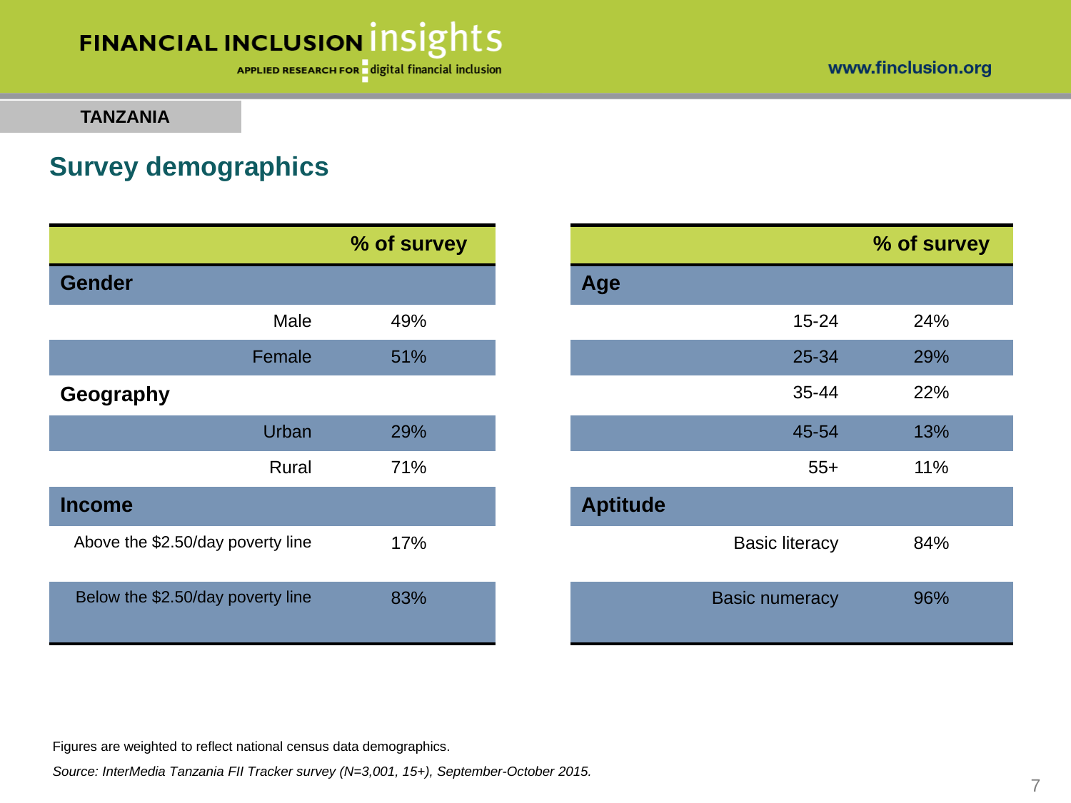TANZANIA

## Survey demographics

| | % of survey |
|---|---|
| **Gender** | |
| Male | 49% |
| Female | 51% |
| **Geography** | |
| Urban | 29% |
| Rural | 71% |
| **Income** | |
| Above the $2.50/day poverty line | 17% |
| Below the $2.50/day poverty line | 83% |

| | % of survey |
|---|---|
| **Age** | |
| 15-24 | 24% |
| 25-34 | 29% |
| 35-44 | 22% |
| 45-54 | 13% |
| 55+ | 11% |
| **Aptitude** | |
| Basic literacy | 84% |
| Basic numeracy | 96% |

Figures are weighted to reflect national census data demographics.

*Source: InterMedia Tanzania FII Tracker survey (N=3,001, 15+), September-October 2015.*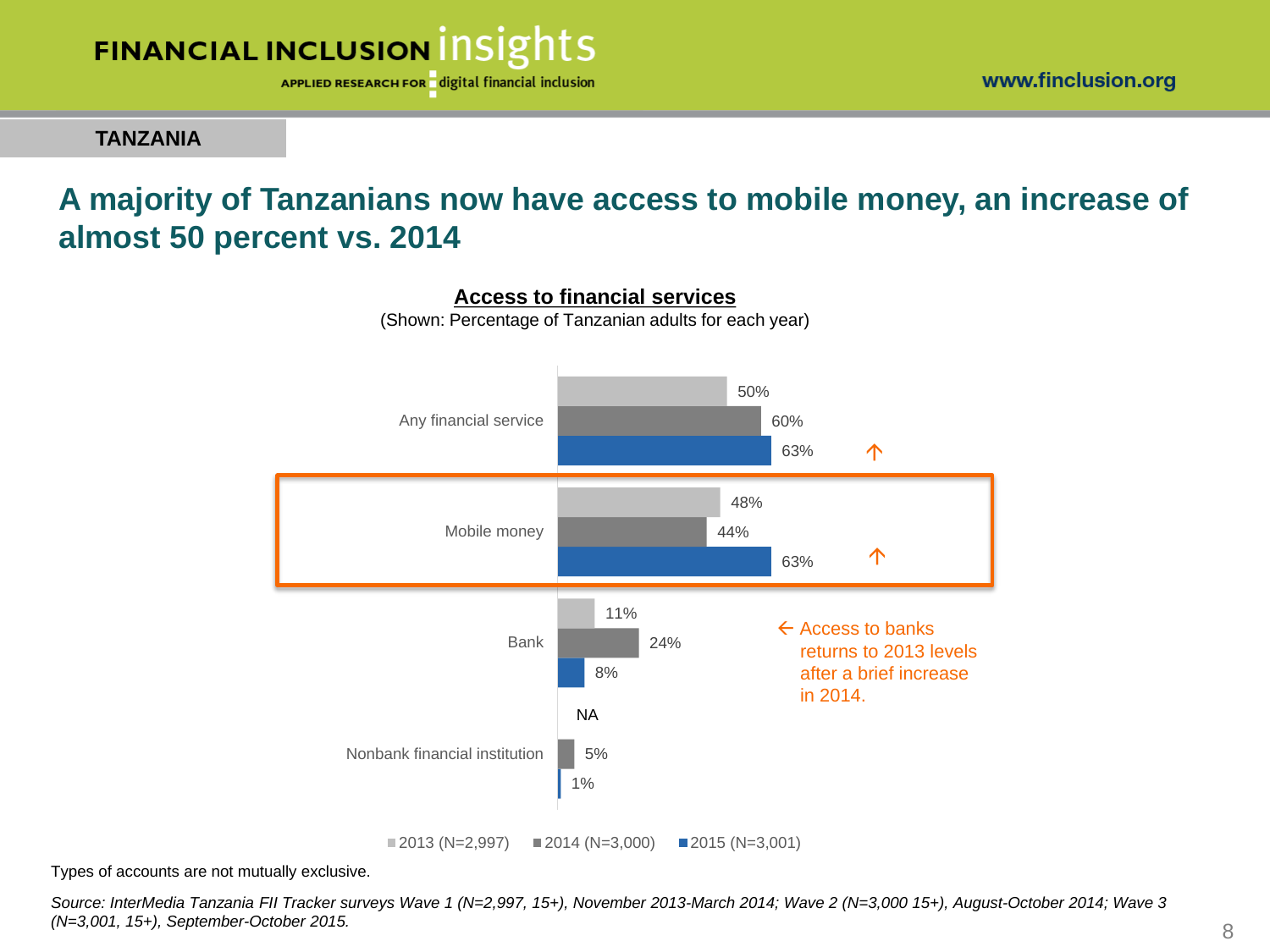**TANZANIA**

## A majority of Tanzanians now have access to mobile money, an increase of almost 50 percent vs. 2014

**Access to financial services**

(Shown: Percentage of Tanzanian adults for each year)

| | 2013 (N=2,997) | 2014 (N=3,000) | 2015 (N=3,001) |
|---|---|---|---|
| Any financial service | 50% | 60% | 63% ↑ |
| Mobile money | 48% | 44% | 63% ↑ |
| Bank | 11% | 24% | 8% |
| Nonbank financial institution | NA | 5% | 1% |

← Access to banks returns to 2013 levels after a brief increase in 2014.

Types of accounts are not mutually exclusive.

*Source: InterMedia Tanzania FII Tracker surveys Wave 1 (N=2,997, 15+), November 2013-March 2014; Wave 2 (N=3,000 15+), August-October 2014; Wave 3 (N=3,001, 15+), September-October 2015.*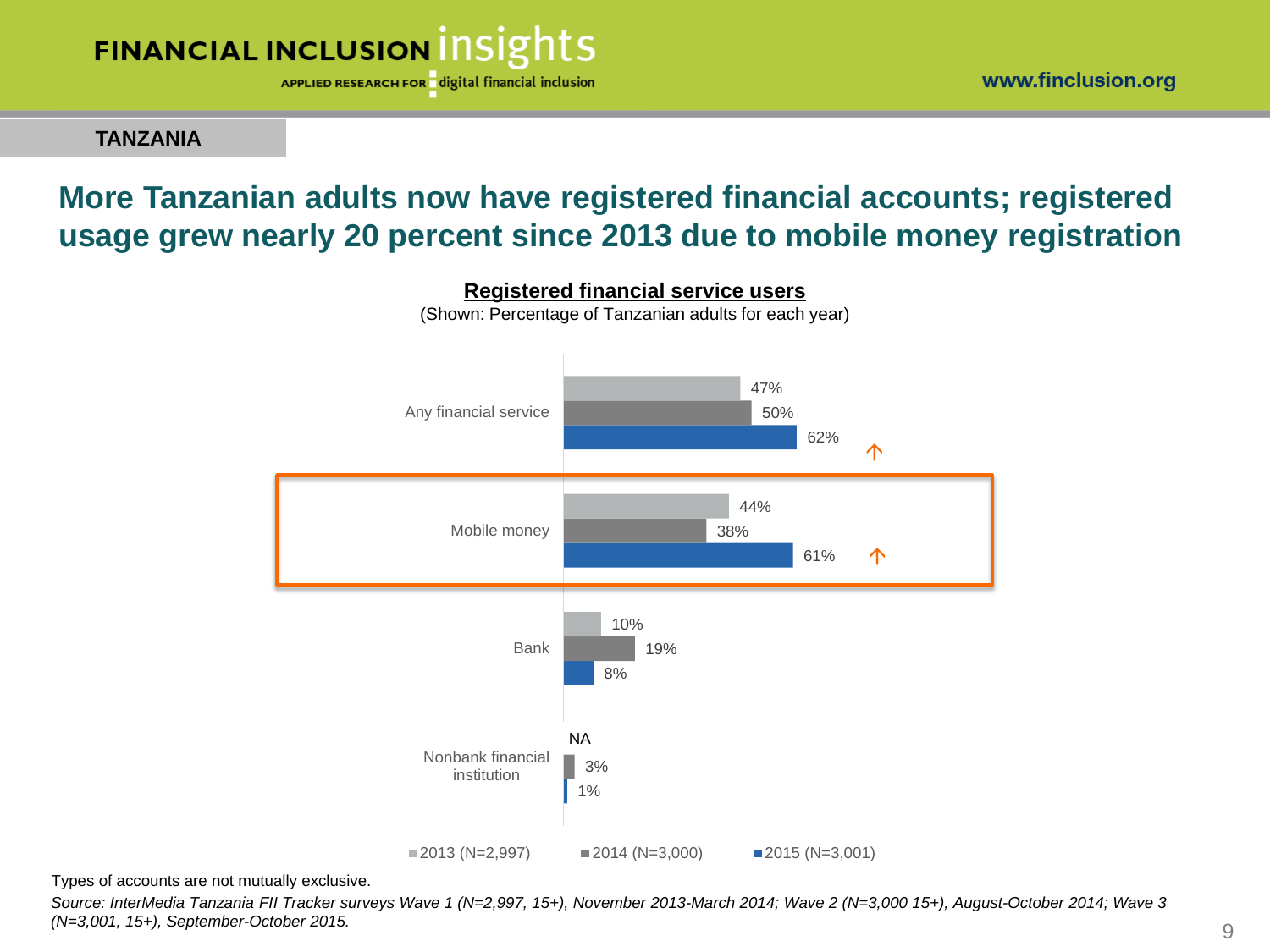**TANZANIA**

## More Tanzanian adults now have registered financial accounts; registered usage grew nearly 20 percent since 2013 due to mobile money registration

**Registered financial service users**

(Shown: Percentage of Tanzanian adults for each year)

| | 2013 (N=2,997) | 2014 (N=3,000) | 2015 (N=3,001) |
|---|---|---|---|
| Any financial service | 47% | 50% | 62% ↑ |
| Mobile money | 44% | 38% | 61% ↑ |
| Bank | 10% | 19% | 8% |
| Nonbank financial institution | NA | 3% | 1% |

Types of accounts are not mutually exclusive.

*Source: InterMedia Tanzania FII Tracker surveys Wave 1 (N=2,997, 15+), November 2013-March 2014; Wave 2 (N=3,000 15+), August-October 2014; Wave 3 (N=3,001, 15+), September-October 2015.*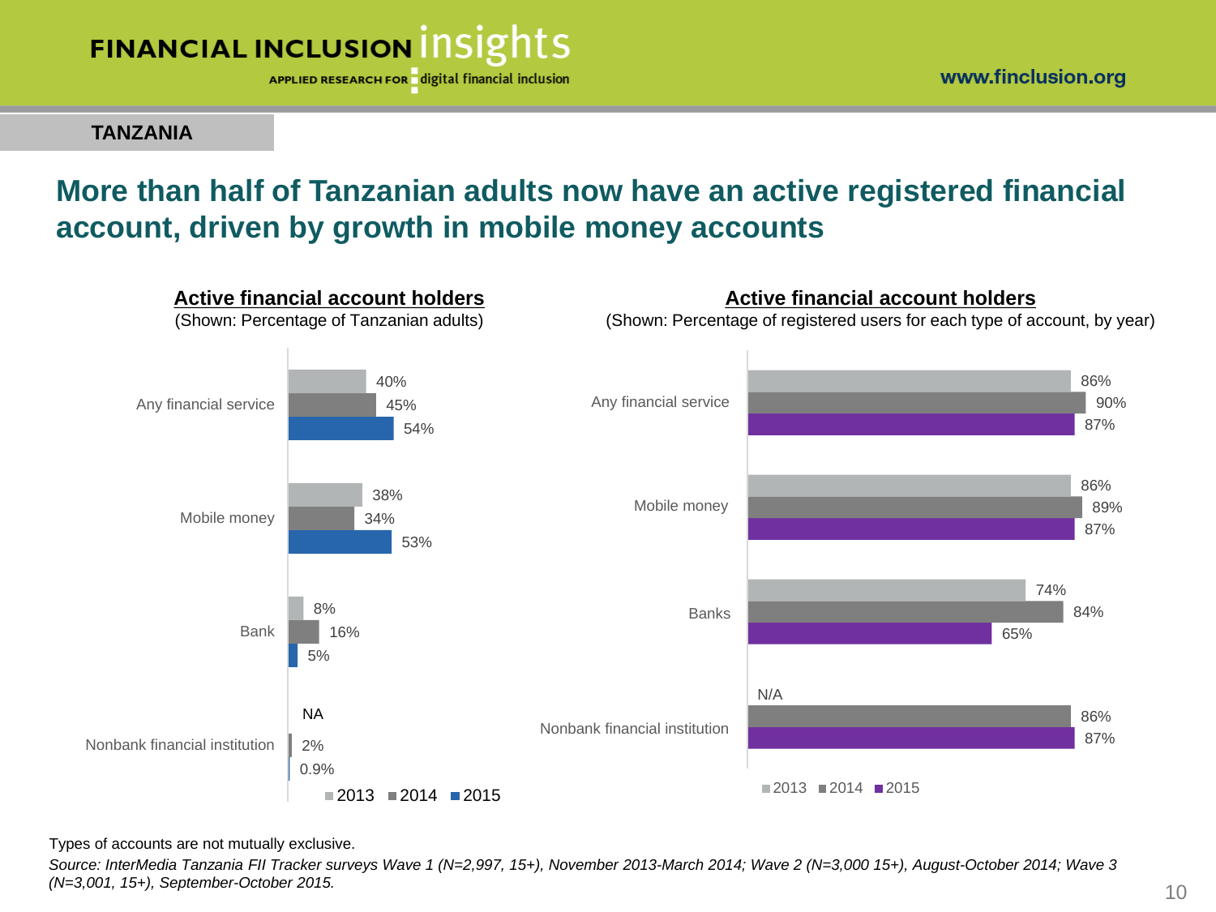TANZANIA

# More than half of Tanzanian adults now have an active registered financial account, driven by growth in mobile money accounts

**Active financial account holders**
(Shown: Percentage of Tanzanian adults)

| | 2013 | 2014 | 2015 |
|---|---|---|---|
| Any financial service | 40% | 45% | 54% |
| Mobile money | 38% | 34% | 53% |
| Bank | 8% | 16% | 5% |
| Nonbank financial institution | NA | 2% | 0.9% |

**Active financial account holders**
(Shown: Percentage of registered users for each type of account, by year)

| | 2013 | 2014 | 2015 |
|---|---|---|---|
| Any financial service | 86% | 90% | 87% |
| Mobile money | 86% | 89% | 87% |
| Banks | 74% | 84% | 65% |
| Nonbank financial institution | N/A | 86% | 87% |

Types of accounts are not mutually exclusive.

*Source: InterMedia Tanzania FII Tracker surveys Wave 1 (N=2,997, 15+), November 2013-March 2014; Wave 2 (N=3,000 15+), August-October 2014; Wave 3 (N=3,001, 15+), September-October 2015.*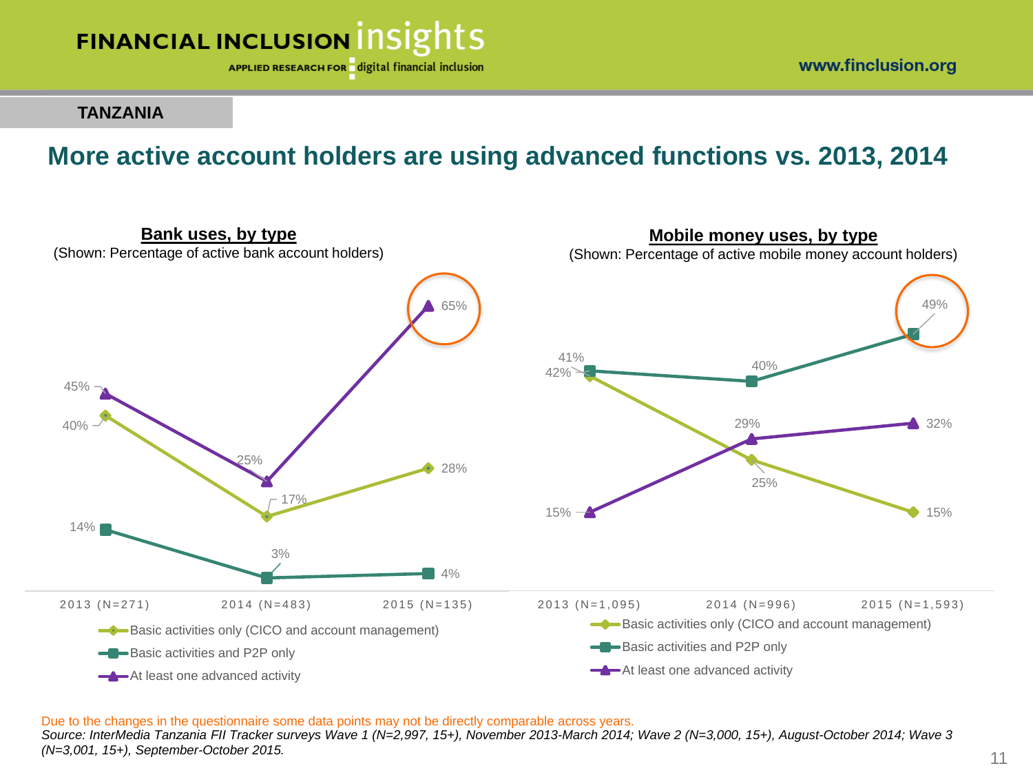TANZANIA

# More active account holders are using advanced functions vs. 2013, 2014

**Bank uses, by type**
(Shown: Percentage of active bank account holders)

| | 2013 (N=271) | 2014 (N=483) | 2015 (N=135) |
|---|---|---|---|
| Basic activities only (CICO and account management) | 40% | 17% | 28% |
| Basic activities and P2P only | 14% | 3% | 4% |
| At least one advanced activity | 45% | 25% | 65% |

**Mobile money uses, by type**
(Shown: Percentage of active mobile money account holders)

| | 2013 (N=1,095) | 2014 (N=996) | 2015 (N=1,593) |
|---|---|---|---|
| Basic activities only (CICO and account management) | 42% | 25% | 15% |
| Basic activities and P2P only | 41% | 40% | 49% |
| At least one advanced activity | 15% | 29% | 32% |

Due to the changes in the questionnaire some data points may not be directly comparable across years.

*Source: InterMedia Tanzania FII Tracker surveys Wave 1 (N=2,997, 15+), November 2013-March 2014; Wave 2 (N=3,000, 15+), August-October 2014; Wave 3 (N=3,001, 15+), September-October 2015.*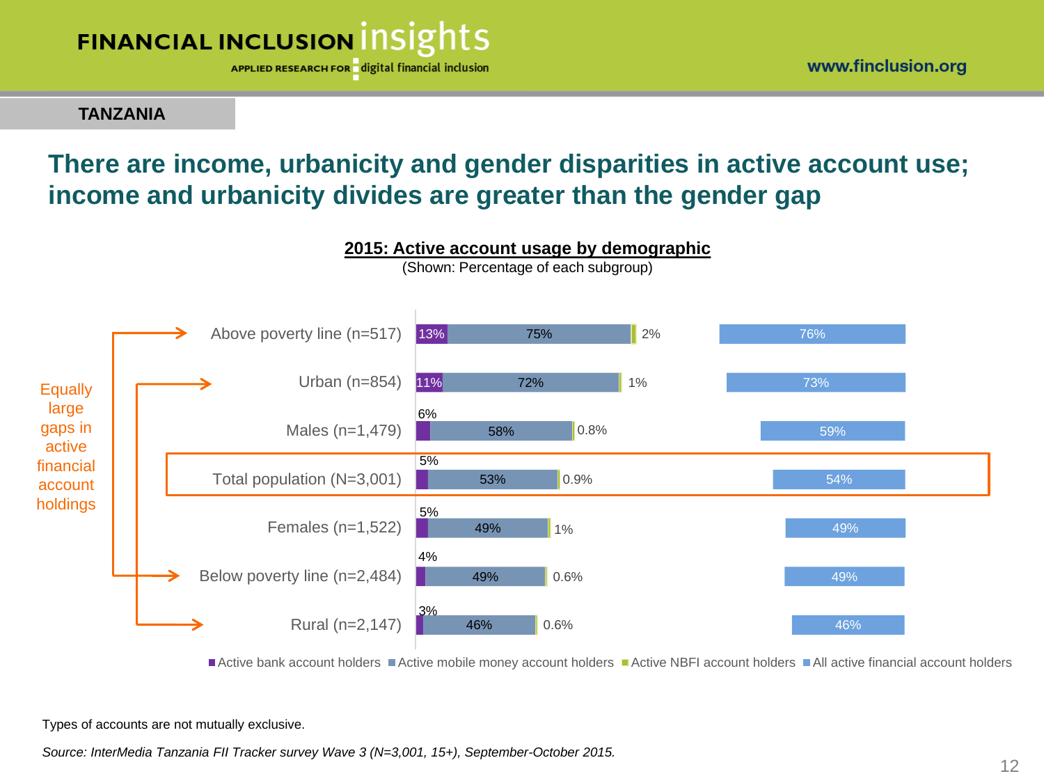**TANZANIA**

## There are income, urbanicity and gender disparities in active account use; income and urbanicity divides are greater than the gender gap

**2015: Active account usage by demographic**

(Shown: Percentage of each subgroup)

| Demographic | Active bank account holders | Active mobile money account holders | Active NBFI account holders | All active financial account holders |
|---|---|---|---|---|
| Above poverty line (n=517) | 13% | 75% | 2% | 76% |
| Urban (n=854) | 11% | 72% | 1% | 73% |
| Males (n=1,479) | 6% | 58% | 0.8% | 59% |
| Total population (N=3,001) | 5% | 53% | 0.9% | 54% |
| Females (n=1,522) | 5% | 49% | 1% | 49% |
| Below poverty line (n=2,484) | 4% | 49% | 0.6% | 49% |
| Rural (n=2,147) | 3% | 46% | 0.6% | 46% |

Equally large gaps in active financial account holdings

Types of accounts are not mutually exclusive.

*Source: InterMedia Tanzania FII Tracker survey Wave 3 (N=3,001, 15+), September-October 2015.*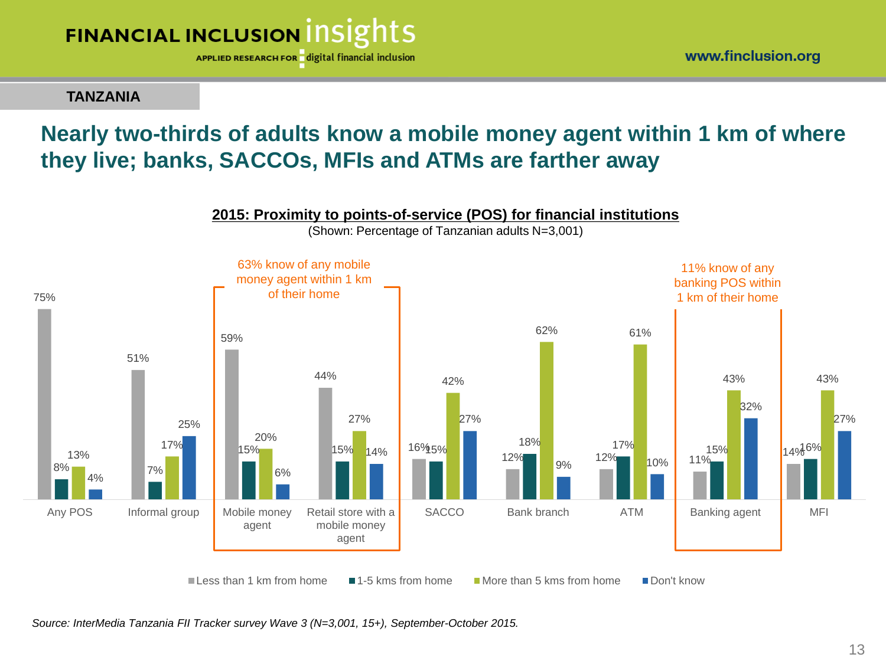**TANZANIA**

# Nearly two-thirds of adults know a mobile money agent within 1 km of where they live; banks, SACCOs, MFIs and ATMs are farther away

**2015: Proximity to points-of-service (POS) for financial institutions**

(Shown: Percentage of Tanzanian adults N=3,001)

| | Less than 1 km from home | 1-5 kms from home | More than 5 kms from home | Don't know |
|---|---|---|---|---|
| Any POS | 75% | 8% | 13% | 4% |
| Informal group | 51% | 7% | 17% | 25% |
| Mobile money agent | 59% | 15% | 20% | 6% |
| Retail store with a mobile money agent | 44% | 15% | 27% | 14% |
| SACCO | 16% | 15% | 42% | 27% |
| Bank branch | 12% | 18% | 62% | 9% |
| ATM | 12% | 17% | 61% | 10% |
| Banking agent | 11% | 15% | 43% | 32% |
| MFI | 14% | 16% | 43% | 27% |

63% know of any mobile money agent within 1 km of their home

11% know of any banking POS within 1 km of their home

*Source: InterMedia Tanzania FII Tracker survey Wave 3 (N=3,001, 15+), September-October 2015.*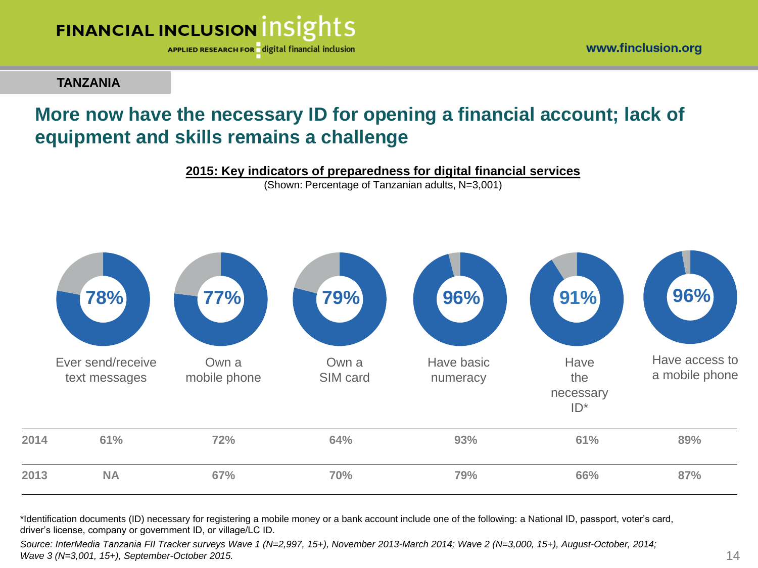**TANZANIA**

## More now have the necessary ID for opening a financial account; lack of equipment and skills remains a challenge

**2015: Key indicators of preparedness for digital financial services**

(Shown: Percentage of Tanzanian adults, N=3,001)

| | Ever send/receive text messages | Own a mobile phone | Own a SIM card | Have basic numeracy | Have the necessary ID* | Have access to a mobile phone |
|---|---|---|---|---|---|---|
| 2015 | 78% | 77% | 79% | 96% | 91% | 96% |
| 2014 | 61% | 72% | 64% | 93% | 61% | 89% |
| 2013 | NA | 67% | 70% | 79% | 66% | 87% |

*Identification documents (ID) necessary for registering a mobile money or a bank account include one of the following: a National ID, passport, voter's card, driver's license, company or government ID, or village/LC ID.

*Source: InterMedia Tanzania FII Tracker surveys Wave 1 (N=2,997, 15+), November 2013-March 2014; Wave 2 (N=3,000, 15+), August-October, 2014; Wave 3 (N=3,001, 15+), September-October 2015.*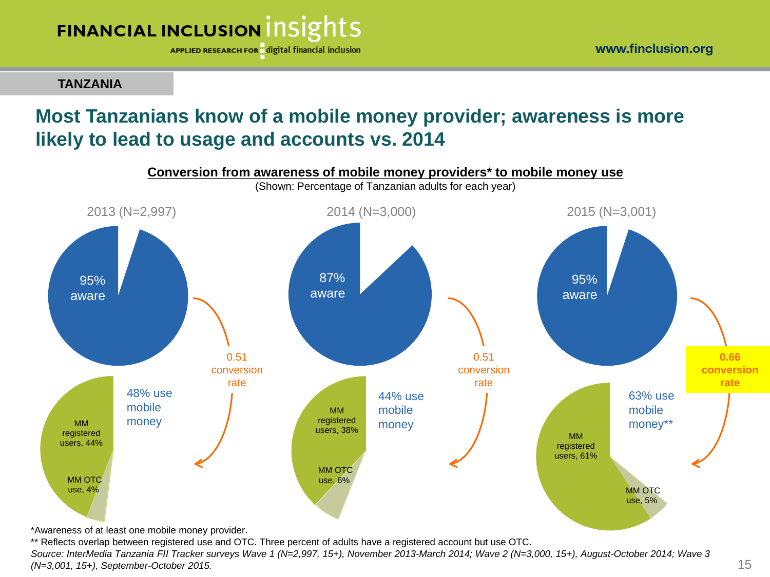TANZANIA

# Most Tanzanians know of a mobile money provider; awareness is more likely to lead to usage and accounts vs. 2014

**Conversion from awareness of mobile money providers* to mobile money use**

(Shown: Percentage of Tanzanian adults for each year)

| | 2013 (N=2,997) | 2014 (N=3,000) | 2015 (N=3,001) |
|---|---|---|---|
| Aware | 95% aware | 87% aware | 95% aware |
| Conversion rate | 0.51 conversion rate | 0.51 conversion rate | **0.66 conversion rate** |
| Use mobile money | 48% use mobile money | 44% use mobile money | 63% use mobile money** |
| MM registered users | 44% | 38% | 61% |
| MM OTC use | 4% | 6% | 5% |

*Awareness of at least one mobile money provider.

** Reflects overlap between registered use and OTC. Three percent of adults have a registered account but use OTC.

*Source: InterMedia Tanzania FII Tracker surveys Wave 1 (N=2,997, 15+), November 2013-March 2014; Wave 2 (N=3,000, 15+), August-October 2014; Wave 3 (N=3,001, 15+), September-October 2015.*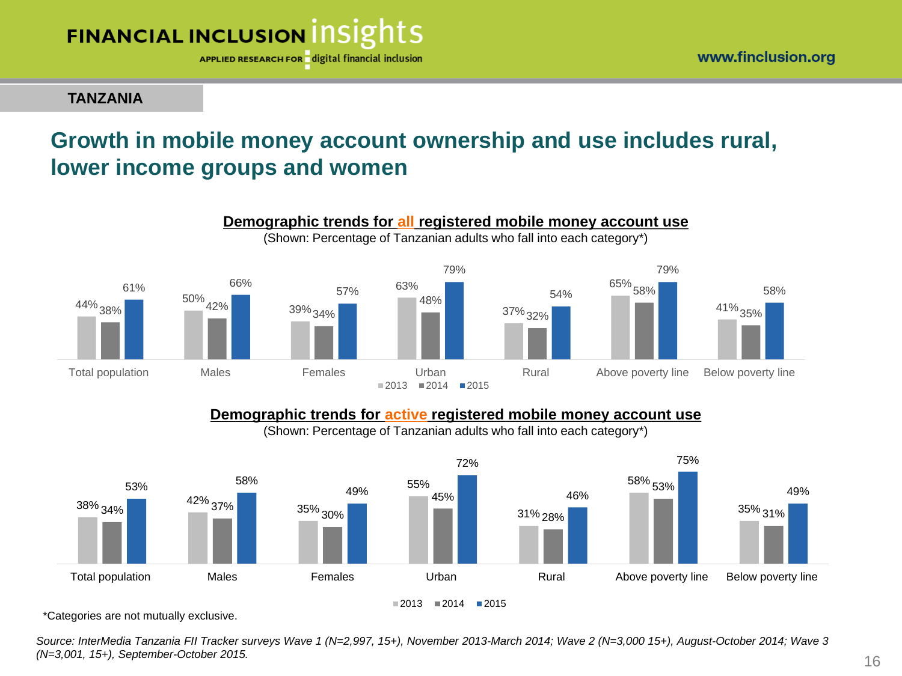TANZANIA

# Growth in mobile money account ownership and use includes rural, lower income groups and women

## Demographic trends for all registered mobile money account use

(Shown: Percentage of Tanzanian adults who fall into each category*)

| | 2013 | 2014 | 2015 |
|---|---|---|---|
| Total population | 44% | 38% | 61% |
| Males | 50% | 42% | 66% |
| Females | 39% | 34% | 57% |
| Urban | 63% | 48% | 79% |
| Rural | 37% | 32% | 54% |
| Above poverty line | 65% | 58% | 79% |
| Below poverty line | 41% | 35% | 58% |

## Demographic trends for active registered mobile money account use

(Shown: Percentage of Tanzanian adults who fall into each category*)

| | 2013 | 2014 | 2015 |
|---|---|---|---|
| Total population | 38% | 34% | 53% |
| Males | 42% | 37% | 58% |
| Females | 35% | 30% | 49% |
| Urban | 55% | 45% | 72% |
| Rural | 31% | 28% | 46% |
| Above poverty line | 58% | 53% | 75% |
| Below poverty line | 35% | 31% | 49% |

*Categories are not mutually exclusive.

*Source: InterMedia Tanzania FII Tracker surveys Wave 1 (N=2,997, 15+), November 2013-March 2014; Wave 2 (N=3,000 15+), August-October 2014; Wave 3 (N=3,001, 15+), September-October 2015.*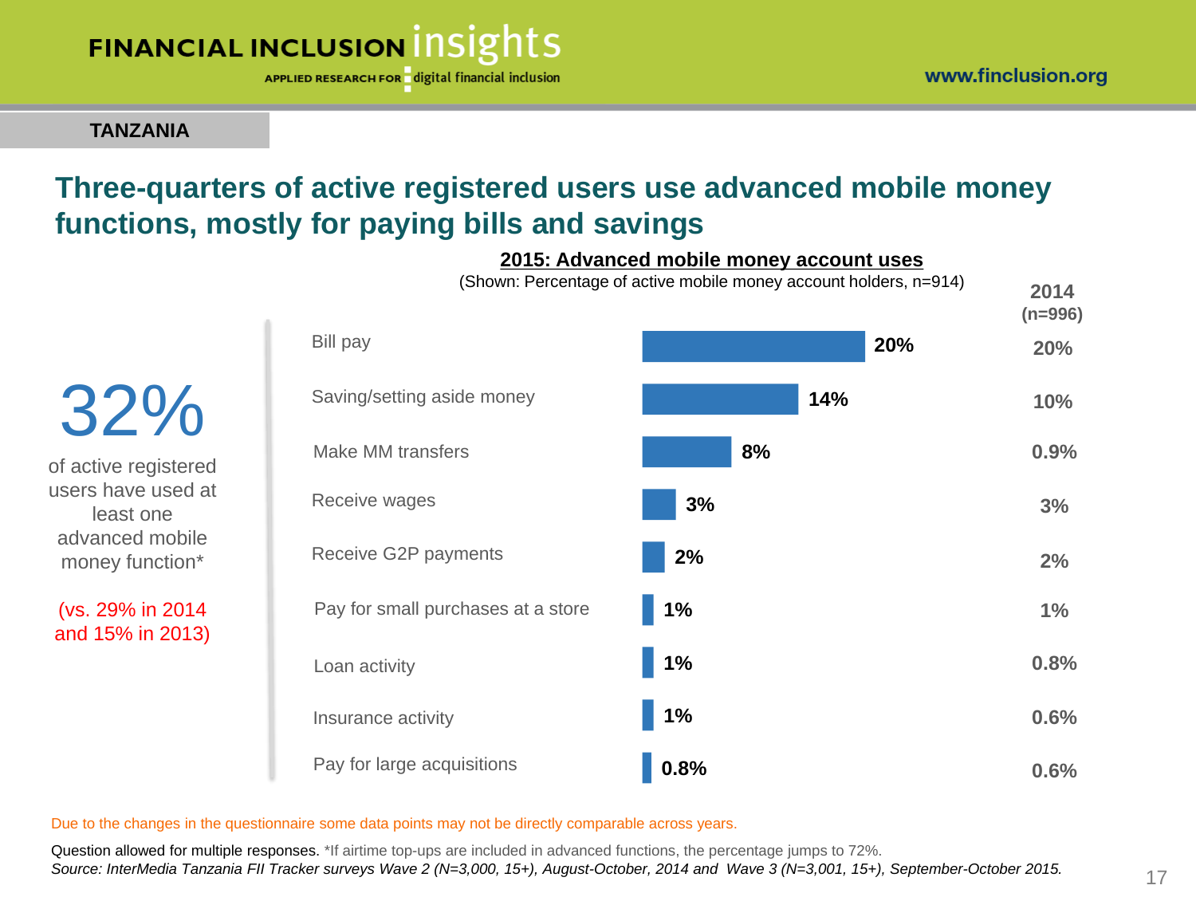FINANCIAL INCLUSION insights

APPLIED RESEARCH FOR digital financial inclusion

www.finclusion.org

**TANZANIA**

# Three-quarters of active registered users use advanced mobile money functions, mostly for paying bills and savings

**2015: Advanced mobile money account uses**

(Shown: Percentage of active mobile money account holders, n=914)

| Use | 2015 | 2014 (n=996) |
|---|---|---|
| Bill pay | 20% | 20% |
| Saving/setting aside money | 14% | 10% |
| Make MM transfers | 8% | 0.9% |
| Receive wages | 3% | 3% |
| Receive G2P payments | 2% | 2% |
| Pay for small purchases at a store | 1% | 1% |
| Loan activity | 1% | 0.8% |
| Insurance activity | 1% | 0.6% |
| Pay for large acquisitions | 0.8% | 0.6% |

**32%** of active registered users have used at least one advanced mobile money function*

(vs. 29% in 2014 and 15% in 2013)

Due to the changes in the questionnaire some data points may not be directly comparable across years.

Question allowed for multiple responses. *If airtime top-ups are included in advanced functions, the percentage jumps to 72%.

*Source: InterMedia Tanzania FII Tracker surveys Wave 2 (N=3,000, 15+), August-October, 2014 and Wave 3 (N=3,001, 15+), September-October 2015.*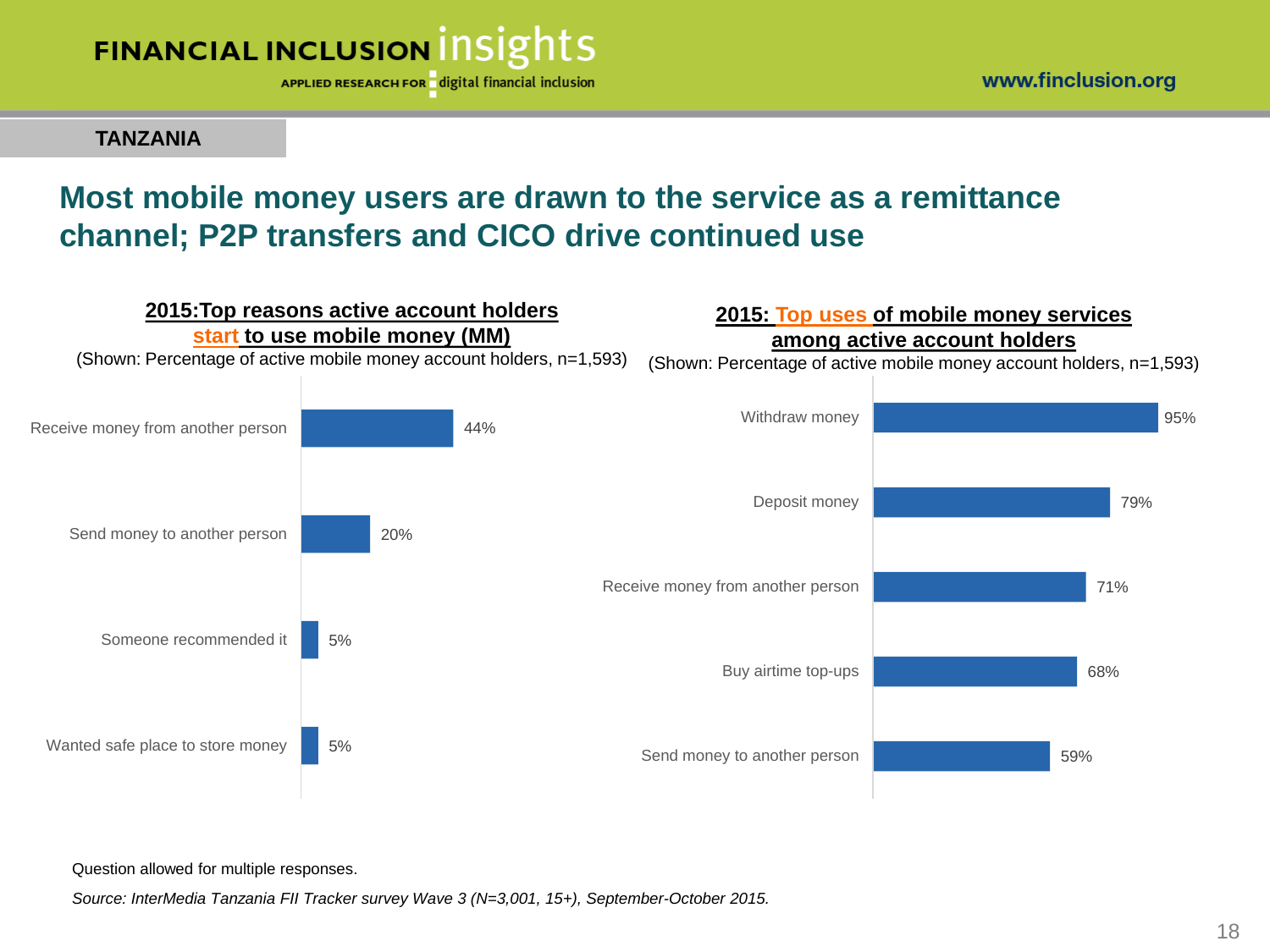TANZANIA

# Most mobile money users are drawn to the service as a remittance channel; P2P transfers and CICO drive continued use

**2015:Top reasons active account holders start to use mobile money (MM)**

(Shown: Percentage of active mobile money account holders, n=1,593)

| Reason | Percentage |
| --- | --- |
| Receive money from another person | 44% |
| Send money to another person | 20% |
| Someone recommended it | 5% |
| Wanted safe place to store money | 5% |

**2015: Top uses of mobile money services among active account holders**

(Shown: Percentage of active mobile money account holders, n=1,593)

| Use | Percentage |
| --- | --- |
| Withdraw money | 95% |
| Deposit money | 79% |
| Receive money from another person | 71% |
| Buy airtime top-ups | 68% |
| Send money to another person | 59% |

Question allowed for multiple responses.

*Source: InterMedia Tanzania FII Tracker survey Wave 3 (N=3,001, 15+), September-October 2015.*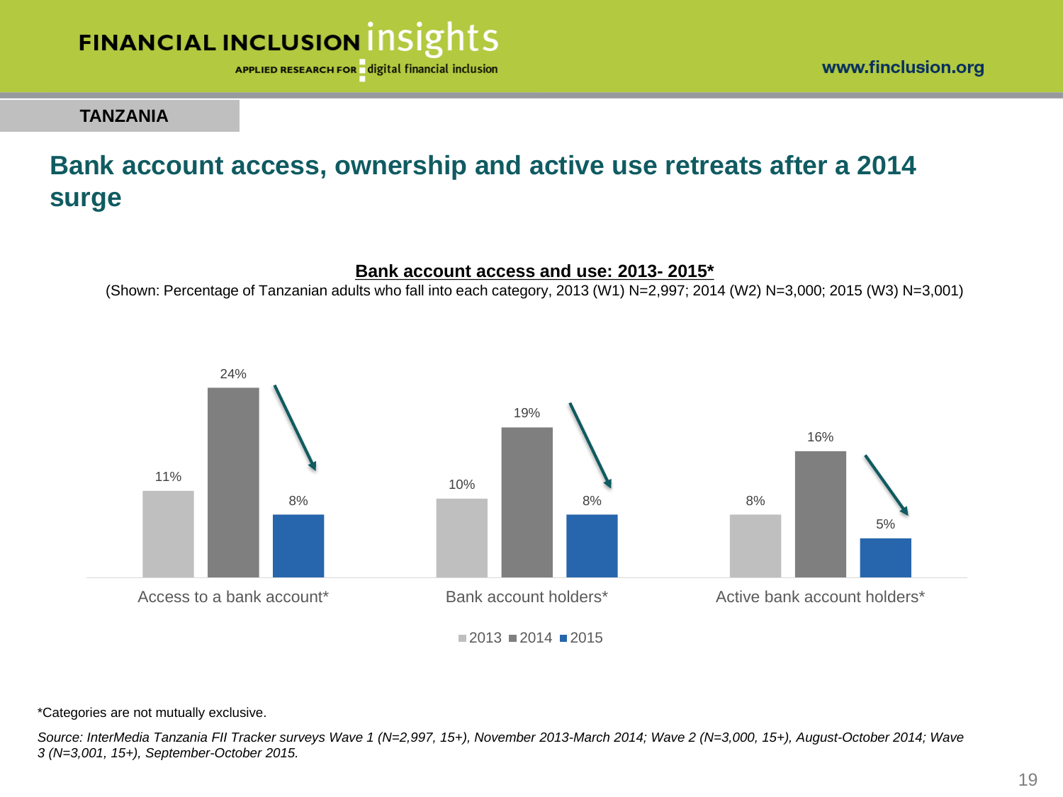TANZANIA

# Bank account access, ownership and active use retreats after a 2014 surge

**Bank account access and use: 2013- 2015***

(Shown: Percentage of Tanzanian adults who fall into each category, 2013 (W1) N=2,997; 2014 (W2) N=3,000; 2015 (W3) N=3,001)

| | 2013 | 2014 | 2015 |
|---|---|---|---|
| Access to a bank account* | 11% | 24% | 8% |
| Bank account holders* | 10% | 19% | 8% |
| Active bank account holders* | 8% | 16% | 5% |

*Categories are not mutually exclusive.

*Source: InterMedia Tanzania FII Tracker surveys Wave 1 (N=2,997, 15+), November 2013-March 2014; Wave 2 (N=3,000, 15+), August-October 2014; Wave 3 (N=3,001, 15+), September-October 2015.*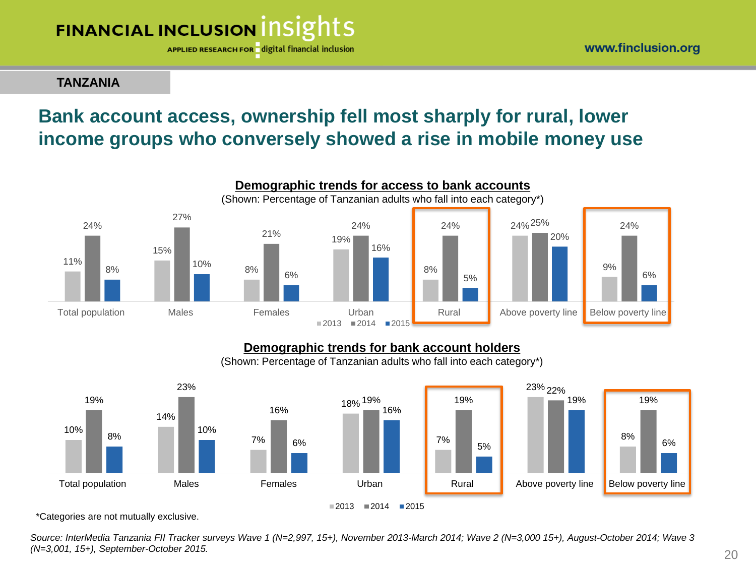TANZANIA

# Bank account access, ownership fell most sharply for rural, lower income groups who conversely showed a rise in mobile money use

## Demographic trends for access to bank accounts

(Shown: Percentage of Tanzanian adults who fall into each category*)

| | 2013 | 2014 | 2015 |
|---|---|---|---|
| Total population | 11% | 24% | 8% |
| Males | 15% | 27% | 10% |
| Females | 8% | 21% | 6% |
| Urban | 19% | 24% | 16% |
| Rural | 8% | 24% | 5% |
| Above poverty line | 24% | 25% | 20% |
| Below poverty line | 9% | 24% | 6% |

## Demographic trends for bank account holders

(Shown: Percentage of Tanzanian adults who fall into each category*)

| | 2013 | 2014 | 2015 |
|---|---|---|---|
| Total population | 10% | 19% | 8% |
| Males | 14% | 23% | 10% |
| Females | 7% | 16% | 6% |
| Urban | 18% | 19% | 16% |
| Rural | 7% | 19% | 5% |
| Above poverty line | 23% | 22% | 19% |
| Below poverty line | 8% | 19% | 6% |

*Categories are not mutually exclusive.

*Source: InterMedia Tanzania FII Tracker surveys Wave 1 (N=2,997, 15+), November 2013-March 2014; Wave 2 (N=3,000 15+), August-October 2014; Wave 3 (N=3,001, 15+), September-October 2015.*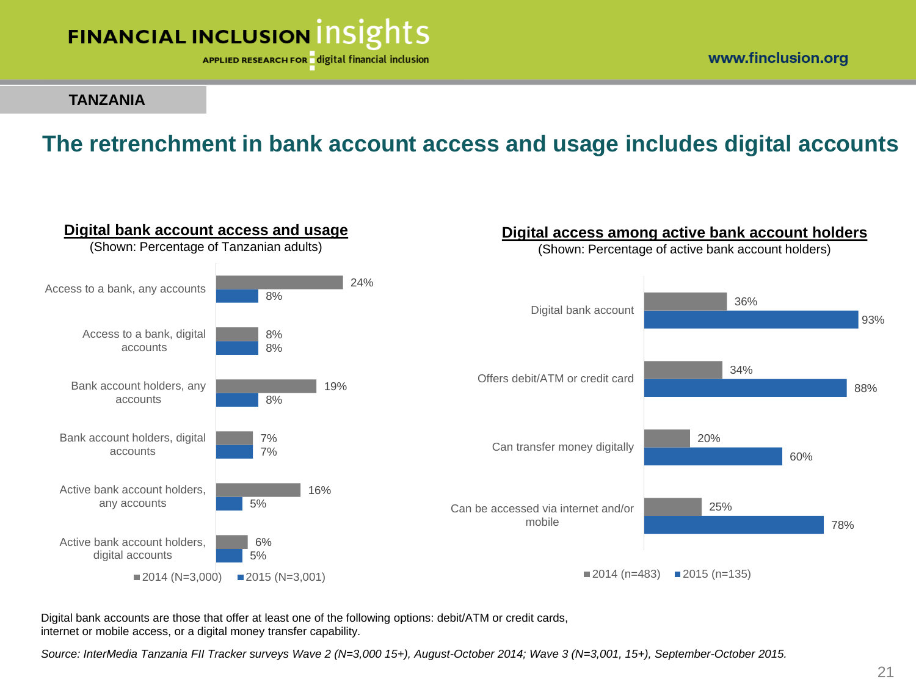**TANZANIA**

# The retrenchment in bank account access and usage includes digital accounts

## Digital bank account access and usage

(Shown: Percentage of Tanzanian adults)

| | 2014 (N=3,000) | 2015 (N=3,001) |
|---|---|---|
| Access to a bank, any accounts | 24% | 8% |
| Access to a bank, digital accounts | 8% | 8% |
| Bank account holders, any accounts | 19% | 8% |
| Bank account holders, digital accounts | 7% | 7% |
| Active bank account holders, any accounts | 16% | 5% |
| Active bank account holders, digital accounts | 6% | 5% |

## Digital access among active bank account holders

(Shown: Percentage of active bank account holders)

| | 2014 (n=483) | 2015 (n=135) |
|---|---|---|
| Digital bank account | 36% | 93% |
| Offers debit/ATM or credit card | 34% | 88% |
| Can transfer money digitally | 20% | 60% |
| Can be accessed via internet and/or mobile | 25% | 78% |

Digital bank accounts are those that offer at least one of the following options: debit/ATM or credit cards, internet or mobile access, or a digital money transfer capability.

*Source: InterMedia Tanzania FII Tracker surveys Wave 2 (N=3,000 15+), August-October 2014; Wave 3 (N=3,001, 15+), September-October 2015.*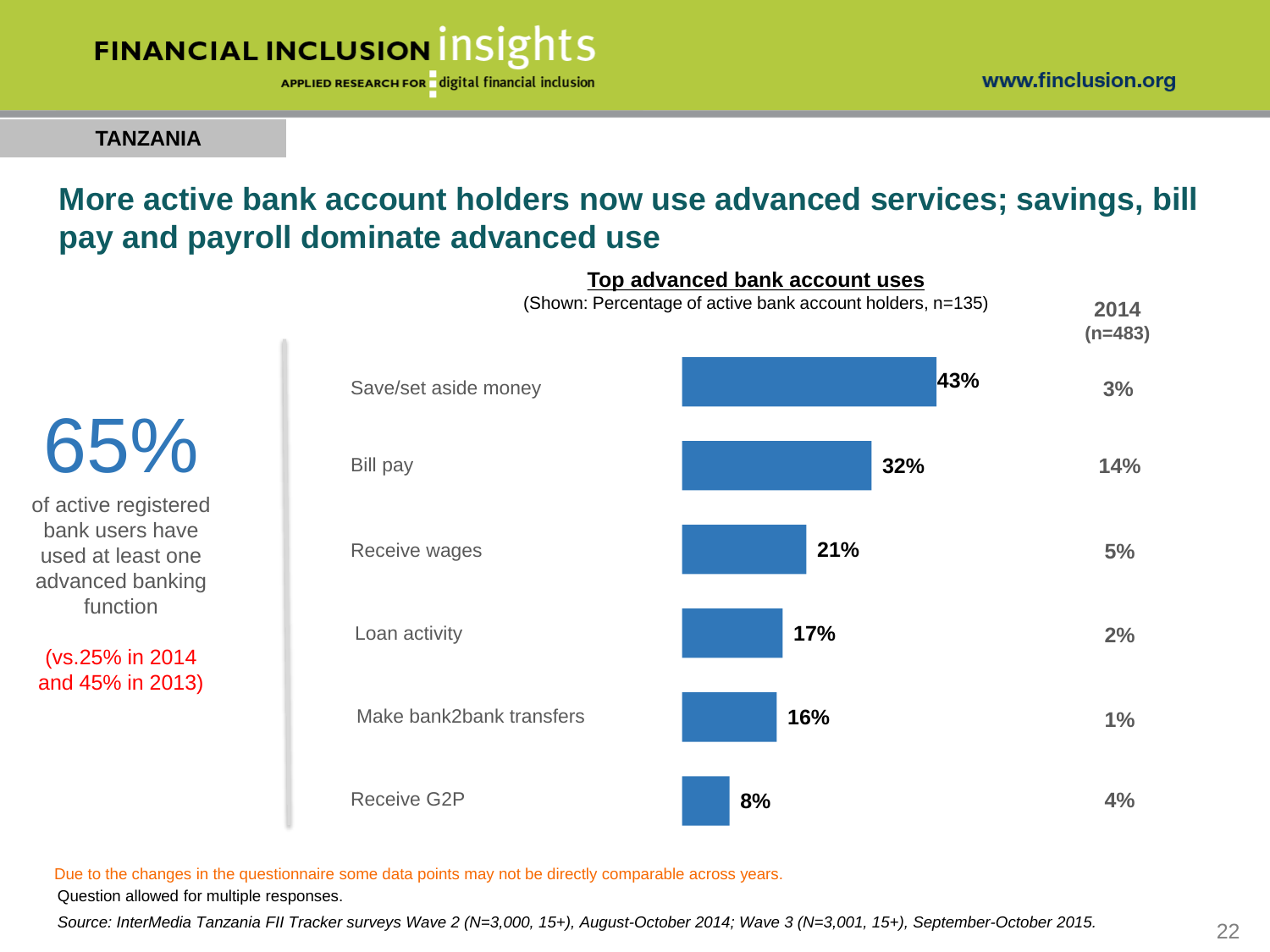TANZANIA

# More active bank account holders now use advanced services; savings, bill pay and payroll dominate advanced use

**65%**

of active registered bank users have used at least one advanced banking function

(vs.25% in 2014 and 45% in 2013)

## Top advanced bank account uses

(Shown: Percentage of active bank account holders, n=135)

| Use | 2015 | 2014 (n=483) |
|---|---|---|
| Save/set aside money | 43% | 3% |
| Bill pay | 32% | 14% |
| Receive wages | 21% | 5% |
| Loan activity | 17% | 2% |
| Make bank2bank transfers | 16% | 1% |
| Receive G2P | 8% | 4% |

Due to the changes in the questionnaire some data points may not be directly comparable across years.

Question allowed for multiple responses.

*Source: InterMedia Tanzania FII Tracker surveys Wave 2 (N=3,000, 15+), August-October 2014; Wave 3 (N=3,001, 15+), September-October 2015.*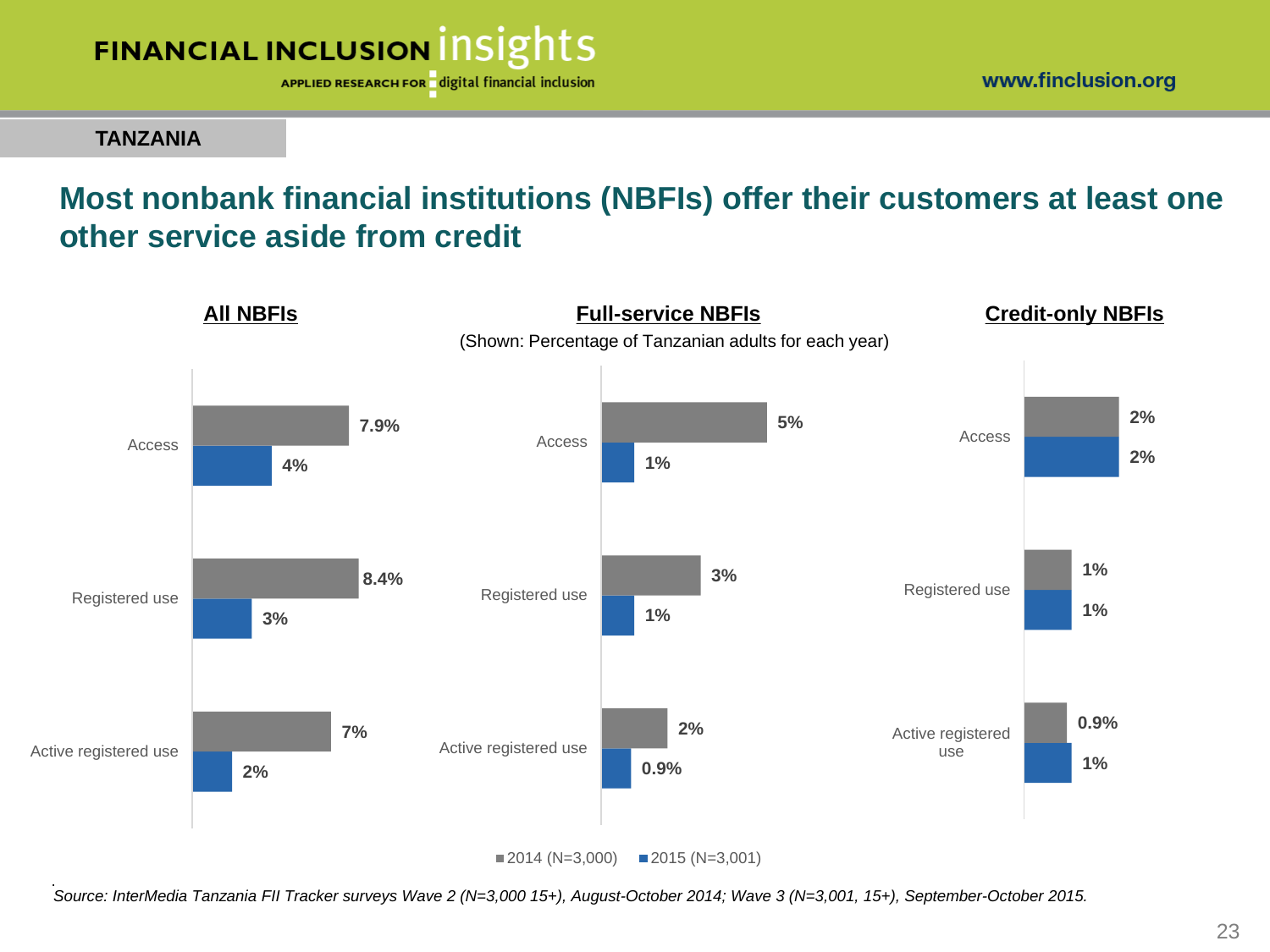**TANZANIA**

## Most nonbank financial institutions (NBFIs) offer their customers at least one other service aside from credit

(Shown: Percentage of Tanzanian adults for each year)

**All NBFIs**

| | 2014 (N=3,000) | 2015 (N=3,001) |
|---|---|---|
| Access | 7.9% | 4% |
| Registered use | 8.4% | 3% |
| Active registered use | 7% | 2% |

**Full-service NBFIs**

| | 2014 (N=3,000) | 2015 (N=3,001) |
|---|---|---|
| Access | 5% | 1% |
| Registered use | 3% | 1% |
| Active registered use | 2% | 0.9% |

**Credit-only NBFIs**

| | 2014 (N=3,000) | 2015 (N=3,001) |
|---|---|---|
| Access | 2% | 2% |
| Registered use | 1% | 1% |
| Active registered use | 0.9% | 1% |

*Source: InterMedia Tanzania FII Tracker surveys Wave 2 (N=3,000 15+), August-October 2014; Wave 3 (N=3,001, 15+), September-October 2015.*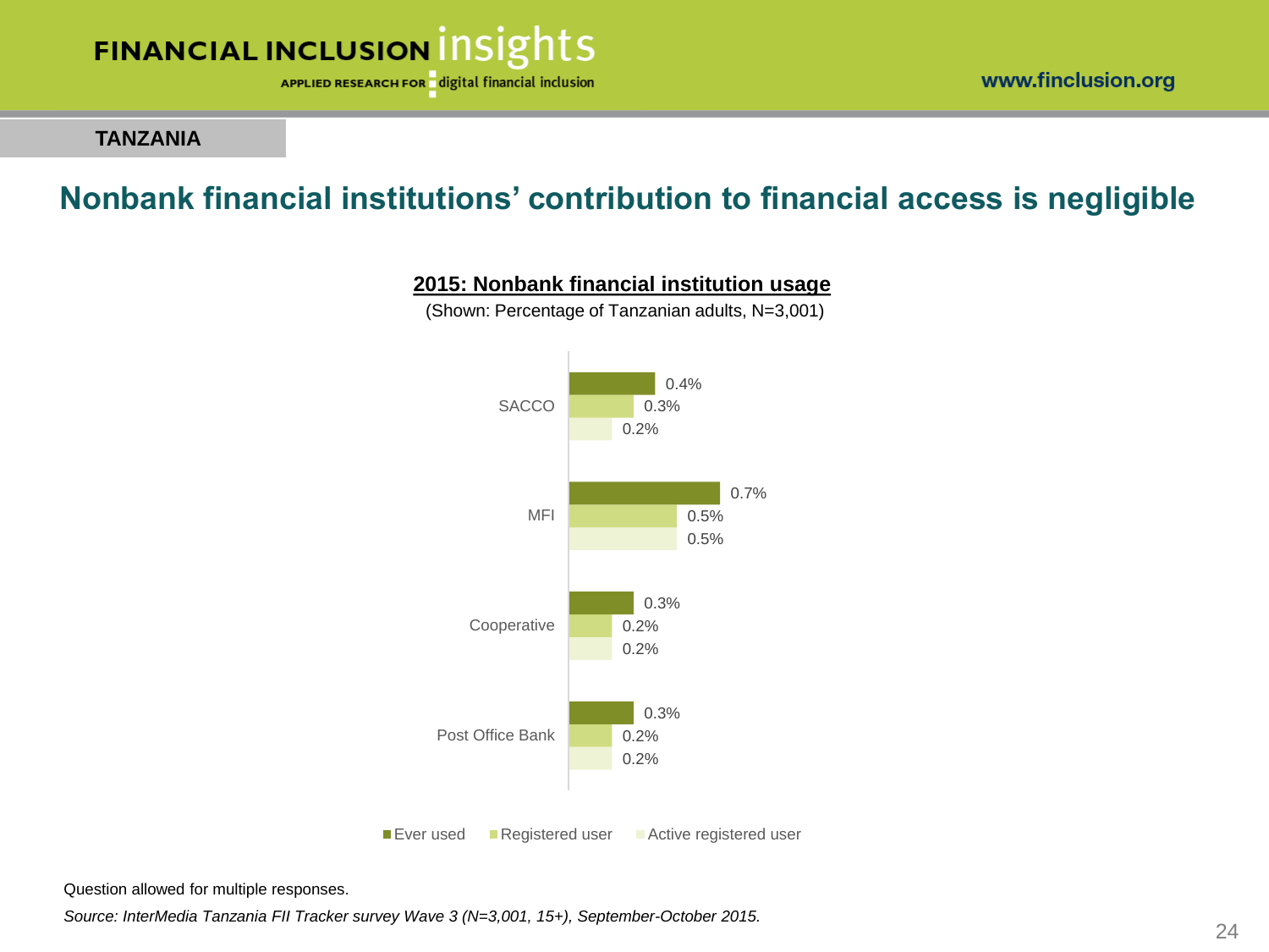TANZANIA

## Nonbank financial institutions' contribution to financial access is negligible

**2015: Nonbank financial institution usage**

(Shown: Percentage of Tanzanian adults, N=3,001)

| | Ever used | Registered user | Active registered user |
|---|---|---|---|
| SACCO | 0.4% | 0.3% | 0.2% |
| MFI | 0.7% | 0.5% | 0.5% |
| Cooperative | 0.3% | 0.2% | 0.2% |
| Post Office Bank | 0.3% | 0.2% | 0.2% |

Question allowed for multiple responses.

*Source: InterMedia Tanzania FII Tracker survey Wave 3 (N=3,001, 15+), September-October 2015.*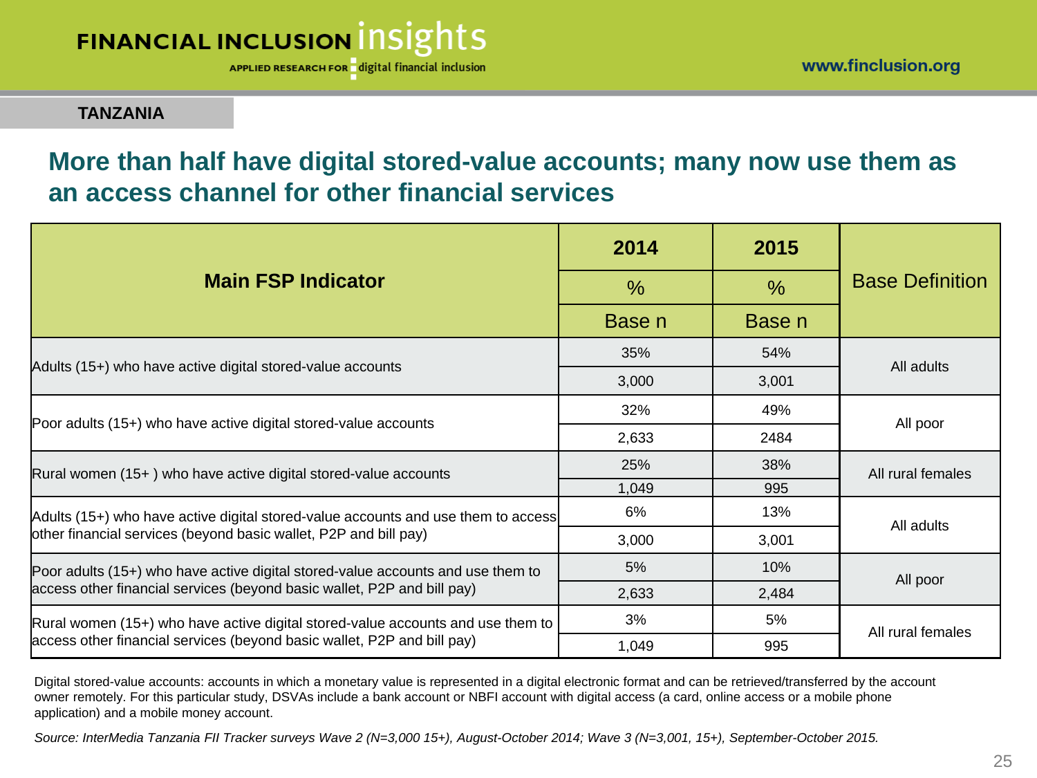TANZANIA

## More than half have digital stored-value accounts; many now use them as an access channel for other financial services

| Main FSP Indicator | 2014 | 2015 | Base Definition |
|---|---|---|---|
| | % | % | |
| | Base n | Base n | |
| Adults (15+) who have active digital stored-value accounts | 35% | 54% | All adults |
| | 3,000 | 3,001 | |
| Poor adults (15+) who have active digital stored-value accounts | 32% | 49% | All poor |
| | 2,633 | 2484 | |
| Rural women (15+ ) who have active digital stored-value accounts | 25% | 38% | All rural females |
| | 1,049 | 995 | |
| Adults (15+) who have active digital stored-value accounts and use them to access other financial services (beyond basic wallet, P2P and bill pay) | 6% | 13% | All adults |
| | 3,000 | 3,001 | |
| Poor adults (15+) who have active digital stored-value accounts and use them to access other financial services (beyond basic wallet, P2P and bill pay) | 5% | 10% | All poor |
| | 2,633 | 2,484 | |
| Rural women (15+) who have active digital stored-value accounts and use them to access other financial services (beyond basic wallet, P2P and bill pay) | 3% | 5% | All rural females |
| | 1,049 | 995 | |

Digital stored-value accounts: accounts in which a monetary value is represented in a digital electronic format and can be retrieved/transferred by the account owner remotely. For this particular study, DSVAs include a bank account or NBFI account with digital access (a card, online access or a mobile phone application) and a mobile money account.

*Source: InterMedia Tanzania FII Tracker surveys Wave 2 (N=3,000 15+), August-October 2014; Wave 3 (N=3,001, 15+), September-October 2015.*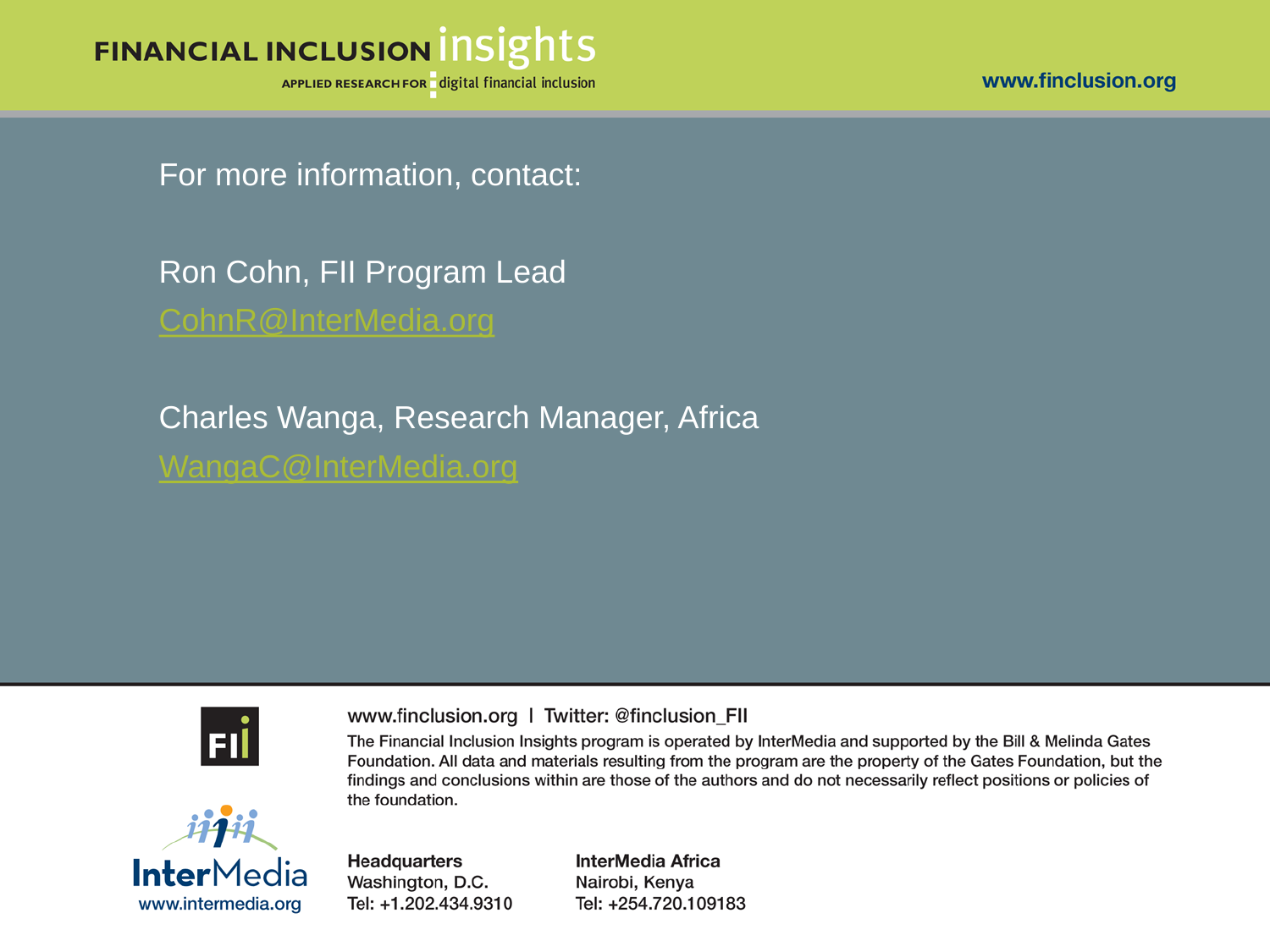FINANCIAL INCLUSION insights

APPLIED RESEARCH FOR digital financial inclusion

www.finclusion.org

For more information, contact:

Ron Cohn, FII Program Lead

CohnR@InterMedia.org

Charles Wanga, Research Manager, Africa

WangaC@InterMedia.org

www.finclusion.org | Twitter: @finclusion_FII

The Financial Inclusion Insights program is operated by InterMedia and supported by the Bill & Melinda Gates Foundation. All data and materials resulting from the program are the property of the Gates Foundation, but the findings and conclusions within are those of the authors and do not necessarily reflect positions or policies of the foundation.

InterMedia
www.intermedia.org

**Headquarters**
Washington, D.C.
Tel: +1.202.434.9310

**InterMedia Africa**
Nairobi, Kenya
Tel: +254.720.109183